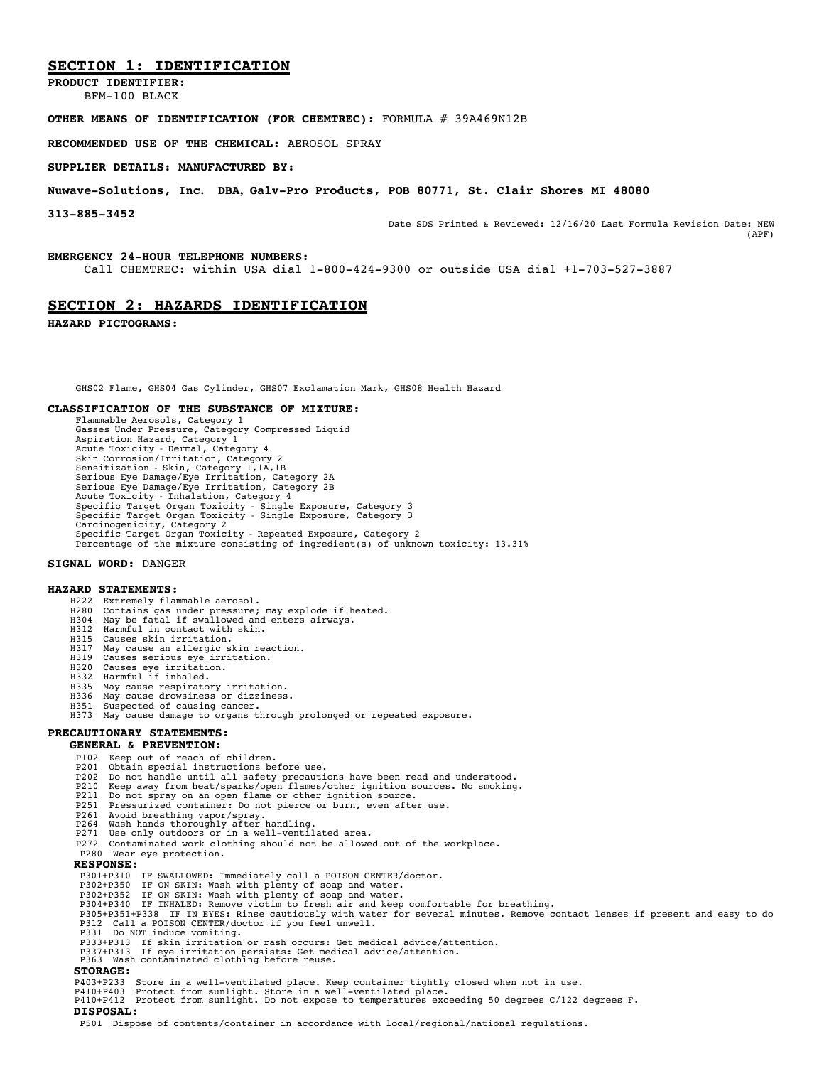## SECTION 1: IDENTIFICATION

**PRODUCT IDENTIFIER:**
BFM-100 BLACK

**OTHER MEANS OF IDENTIFICATION (FOR CHEMTREC):** FORMULA # 39A469N12B

**RECOMMENDED USE OF THE CHEMICAL:** AEROSOL SPRAY

**SUPPLIER DETAILS: MANUFACTURED BY:**

**Nuwave-Solutions, Inc. DBA, Galv-Pro Products, POB 80771, St. Clair Shores MI 48080**

**313-885-3452**

Date SDS Printed & Reviewed: 12/16/20 Last Formula Revision Date: NEW (APF)

**EMERGENCY 24-HOUR TELEPHONE NUMBERS:**
Call CHEMTREC: within USA dial 1-800-424-9300 or outside USA dial +1-703-527-3887

## SECTION 2: HAZARDS IDENTIFICATION

**HAZARD PICTOGRAMS:**

GHS02 Flame, GHS04 Gas Cylinder, GHS07 Exclamation Mark, GHS08 Health Hazard

**CLASSIFICATION OF THE SUBSTANCE OF MIXTURE:**

Flammable Aerosols, Category 1
Gasses Under Pressure, Category Compressed Liquid
Aspiration Hazard, Category 1
Acute Toxicity - Dermal, Category 4
Skin Corrosion/Irritation, Category 2
Sensitization - Skin, Category 1,1A,1B
Serious Eye Damage/Eye Irritation, Category 2A
Serious Eye Damage/Eye Irritation, Category 2B
Acute Toxicity - Inhalation, Category 4
Specific Target Organ Toxicity - Single Exposure, Category 3
Specific Target Organ Toxicity - Single Exposure, Category 3
Carcinogenicity, Category 2
Specific Target Organ Toxicity - Repeated Exposure, Category 2
Percentage of the mixture consisting of ingredient(s) of unknown toxicity: 13.31%

**SIGNAL WORD:** DANGER

**HAZARD STATEMENTS:**

H222 Extremely flammable aerosol.
H280 Contains gas under pressure; may explode if heated.
H304 May be fatal if swallowed and enters airways.
H312 Harmful in contact with skin.
H315 Causes skin irritation.
H317 May cause an allergic skin reaction.
H319 Causes serious eye irritation.
H320 Causes eye irritation.
H332 Harmful if inhaled.
H335 May cause respiratory irritation.
H336 May cause drowsiness or dizziness.
H351 Suspected of causing cancer.
H373 May cause damage to organs through prolonged or repeated exposure.

**PRECAUTIONARY STATEMENTS:**

**GENERAL & PREVENTION:**

P102 Keep out of reach of children.
P201 Obtain special instructions before use.
P202 Do not handle until all safety precautions have been read and understood.
P210 Keep away from heat/sparks/open flames/other ignition sources. No smoking.
P211 Do not spray on an open flame or other ignition source.
P251 Pressurized container: Do not pierce or burn, even after use.
P261 Avoid breathing vapor/spray.
P264 Wash hands thoroughly after handling.
P271 Use only outdoors or in a well-ventilated area.
P272 Contaminated work clothing should not be allowed out of the workplace.
P280 Wear eye protection.

**RESPONSE:**

P301+P310 IF SWALLOWED: Immediately call a POISON CENTER/doctor.
P302+P350 IF ON SKIN: Wash with plenty of soap and water.
P302+P352 IF ON SKIN: Wash with plenty of soap and water.
P304+P340 IF INHALED: Remove victim to fresh air and keep comfortable for breathing.
P305+P351+P338 IF IN EYES: Rinse cautiously with water for several minutes. Remove contact lenses if present and easy to do
P312 Call a POISON CENTER/doctor if you feel unwell.
P331 Do NOT induce vomiting.
P333+P313 If skin irritation or rash occurs: Get medical advice/attention.
P337+P313 If eye irritation persists: Get medical advice/attention.
P363 Wash contaminated clothing before reuse.

**STORAGE:**

P403+P233 Store in a well-ventilated place. Keep container tightly closed when not in use.
P410+P403 Protect from sunlight. Store in a well-ventilated place.
P410+P412 Protect from sunlight. Do not expose to temperatures exceeding 50 degrees C/122 degrees F.

**DISPOSAL:**

P501 Dispose of contents/container in accordance with local/regional/national regulations.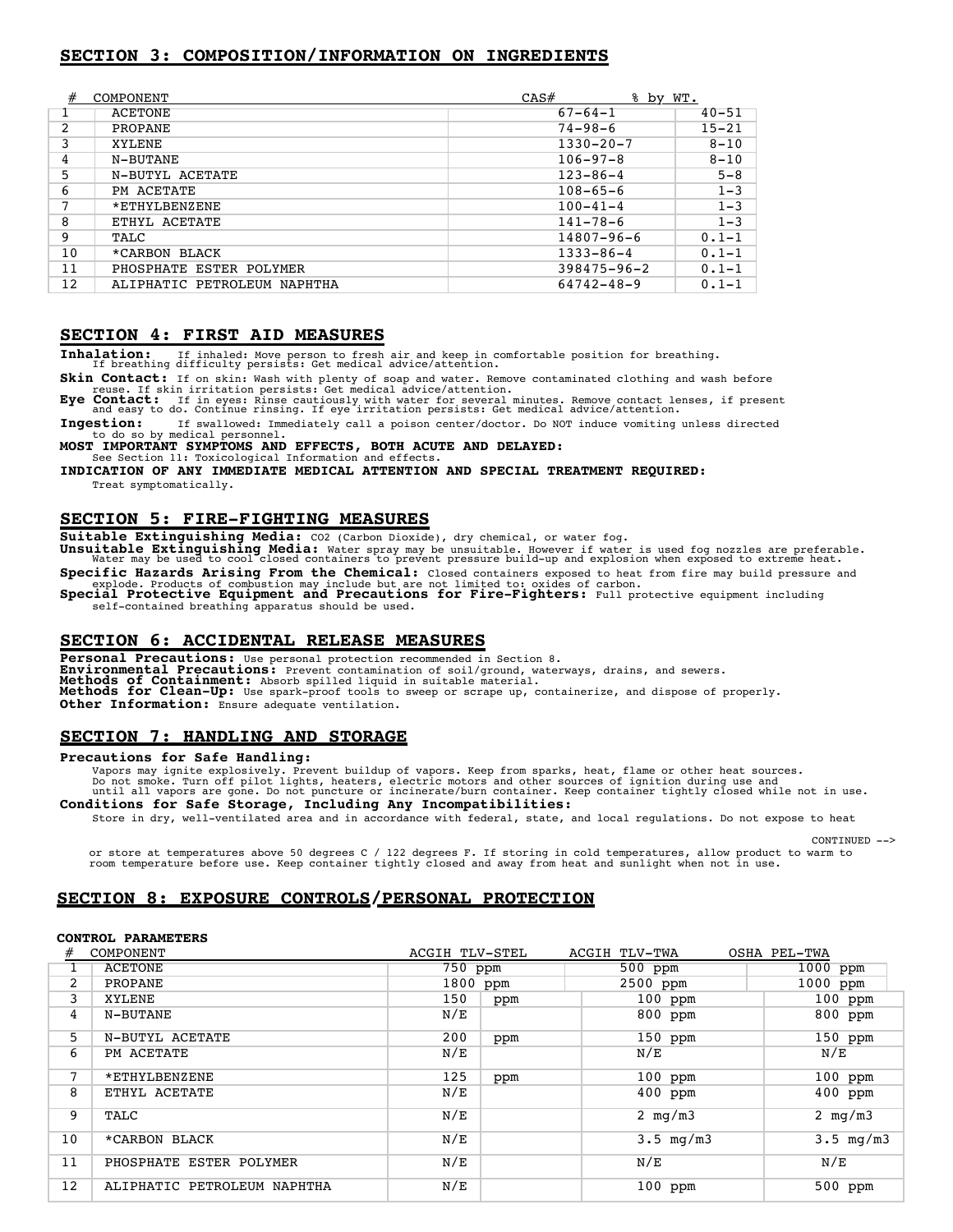## SECTION 3: COMPOSITION/INFORMATION ON INGREDIENTS

| # | COMPONENT | CAS# | % by WT. |
|---|---|---|---|
| 1 | ACETONE | 67-64-1 | 40-51 |
| 2 | PROPANE | 74-98-6 | 15-21 |
| 3 | XYLENE | 1330-20-7 | 8-10 |
| 4 | N-BUTANE | 106-97-8 | 8-10 |
| 5 | N-BUTYL ACETATE | 123-86-4 | 5-8 |
| 6 | PM ACETATE | 108-65-6 | 1-3 |
| 7 | *ETHYLBENZENE | 100-41-4 | 1-3 |
| 8 | ETHYL ACETATE | 141-78-6 | 1-3 |
| 9 | TALC | 14807-96-6 | 0.1-1 |
| 10 | *CARBON BLACK | 1333-86-4 | 0.1-1 |
| 11 | PHOSPHATE ESTER POLYMER | 398475-96-2 | 0.1-1 |
| 12 | ALIPHATIC PETROLEUM NAPHTHA | 64742-48-9 | 0.1-1 |

## SECTION 4: FIRST AID MEASURES

**Inhalation:** If inhaled: Move person to fresh air and keep in comfortable position for breathing. If breathing difficulty persists: Get medical advice/attention.

**Skin Contact:** If on skin: Wash with plenty of soap and water. Remove contaminated clothing and wash before reuse. If skin irritation persists: Get medical advice/attention.

**Eye Contact:** If in eyes: Rinse cautiously with water for several minutes. Remove contact lenses, if present and easy to do. Continue rinsing. If eye irritation persists: Get medical advice/attention.

**Ingestion:** If swallowed: Immediately call a poison center/doctor. Do NOT induce vomiting unless directed to do so by medical personnel.

**MOST IMPORTANT SYMPTOMS AND EFFECTS, BOTH ACUTE AND DELAYED:**
See Section 11: Toxicological Information and effects.

**INDICATION OF ANY IMMEDIATE MEDICAL ATTENTION AND SPECIAL TREATMENT REQUIRED:**
Treat symptomatically.

## SECTION 5: FIRE-FIGHTING MEASURES

**Suitable Extinguishing Media:** CO2 (Carbon Dioxide), dry chemical, or water fog.

**Unsuitable Extinguishing Media:** Water spray may be unsuitable. However if water is used fog nozzles are preferable. Water may be used to cool closed containers to prevent pressure build-up and explosion when exposed to extreme heat.

**Specific Hazards Arising From the Chemical:** Closed containers exposed to heat from fire may build pressure and explode. Products of combustion may include but are not limited to: oxides of carbon.

**Special Protective Equipment and Precautions for Fire-Fighters:** Full protective equipment including self-contained breathing apparatus should be used.

## SECTION 6: ACCIDENTAL RELEASE MEASURES

**Personal Precautions:** Use personal protection recommended in Section 8.
**Environmental Precautions:** Prevent contamination of soil/ground, waterways, drains, and sewers.
**Methods of Containment:** Absorb spilled liquid in suitable material.
**Methods for Clean-Up:** Use spark-proof tools to sweep or scrape up, containerize, and dispose of properly.
**Other Information:** Ensure adequate ventilation.

## SECTION 7: HANDLING AND STORAGE

**Precautions for Safe Handling:**
Vapors may ignite explosively. Prevent buildup of vapors. Keep from sparks, heat, flame or other heat sources. Do not smoke. Turn off pilot lights, heaters, electric motors and other sources of ignition during use and until all vapors are gone. Do not puncture or incinerate/burn container. Keep container tightly closed while not in use.

**Conditions for Safe Storage, Including Any Incompatibilities:**
Store in dry, well-ventilated area and in accordance with federal, state, and local regulations. Do not expose to heat or store at temperatures above 50 degrees C / 122 degrees F. If storing in cold temperatures, allow product to warm to room temperature before use. Keep container tightly closed and away from heat and sunlight when not in use.

## SECTION 8: EXPOSURE CONTROLS/PERSONAL PROTECTION

**CONTROL PARAMETERS**

| # | COMPONENT | ACGIH TLV-STEL | ACGIH TLV-TWA | OSHA PEL-TWA |
|---|---|---|---|---|
| 1 | ACETONE | 750 ppm | 500 ppm | 1000 ppm |
| 2 | PROPANE | 1800 ppm | 2500 ppm | 1000 ppm |
| 3 | XYLENE | 150 ppm | 100 ppm | 100 ppm |
| 4 | N-BUTANE | N/E | 800 ppm | 800 ppm |
| 5 | N-BUTYL ACETATE | 200 ppm | 150 ppm | 150 ppm |
| 6 | PM ACETATE | N/E | N/E | N/E |
| 7 | *ETHYLBENZENE | 125 ppm | 100 ppm | 100 ppm |
| 8 | ETHYL ACETATE | N/E | 400 ppm | 400 ppm |
| 9 | TALC | N/E | 2 mg/m3 | 2 mg/m3 |
| 10 | *CARBON BLACK | N/E | 3.5 mg/m3 | 3.5 mg/m3 |
| 11 | PHOSPHATE ESTER POLYMER | N/E | N/E | N/E |
| 12 | ALIPHATIC PETROLEUM NAPHTHA | N/E | 100 ppm | 500 ppm |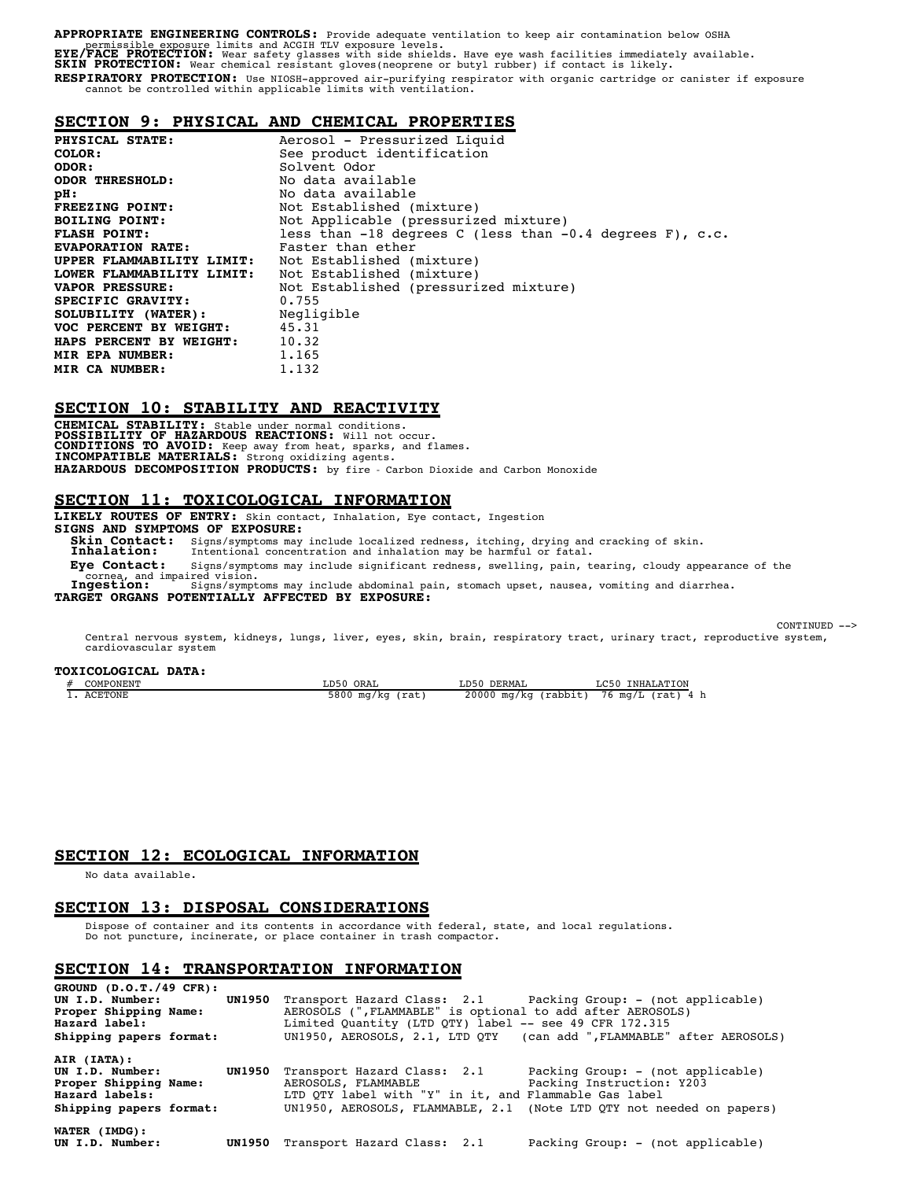**APPROPRIATE ENGINEERING CONTROLS:** Provide adequate ventilation to keep air contamination below OSHA permissible exposure limits and ACGIH TLV exposure levels.
**EYE/FACE PROTECTION:** Wear safety glasses with side shields. Have eye wash facilities immediately available.
**SKIN PROTECTION:** Wear chemical resistant gloves(neoprene or butyl rubber) if contact is likely.
**RESPIRATORY PROTECTION:** Use NIOSH-approved air-purifying respirator with organic cartridge or canister if exposure cannot be controlled within applicable limits with ventilation.

## SECTION 9: PHYSICAL AND CHEMICAL PROPERTIES

| | |
|---|---|
| **PHYSICAL STATE:** | Aerosol - Pressurized Liquid |
| **COLOR:** | See product identification |
| **ODOR:** | Solvent Odor |
| **ODOR THRESHOLD:** | No data available |
| **pH:** | No data available |
| **FREEZING POINT:** | Not Established (mixture) |
| **BOILING POINT:** | Not Applicable (pressurized mixture) |
| **FLASH POINT:** | less than -18 degrees C (less than -0.4 degrees F), c.c. |
| **EVAPORATION RATE:** | Faster than ether |
| **UPPER FLAMMABILITY LIMIT:** | Not Established (mixture) |
| **LOWER FLAMMABILITY LIMIT:** | Not Established (mixture) |
| **VAPOR PRESSURE:** | Not Established (pressurized mixture) |
| **SPECIFIC GRAVITY:** | 0.755 |
| **SOLUBILITY (WATER):** | Negligible |
| **VOC PERCENT BY WEIGHT:** | 45.31 |
| **HAPS PERCENT BY WEIGHT:** | 10.32 |
| **MIR EPA NUMBER:** | 1.165 |
| **MIR CA NUMBER:** | 1.132 |

## SECTION 10: STABILITY AND REACTIVITY

**CHEMICAL STABILITY:** Stable under normal conditions.
**POSSIBILITY OF HAZARDOUS REACTIONS:** Will not occur.
**CONDITIONS TO AVOID:** Keep away from heat, sparks, and flames.
**INCOMPATIBLE MATERIALS:** Strong oxidizing agents.
**HAZARDOUS DECOMPOSITION PRODUCTS:** by fire - Carbon Dioxide and Carbon Monoxide

## SECTION 11: TOXICOLOGICAL INFORMATION

**LIKELY ROUTES OF ENTRY:** Skin contact, Inhalation, Eye contact, Ingestion
**SIGNS AND SYMPTOMS OF EXPOSURE:**

- **Skin Contact:** Signs/symptoms may include localized redness, itching, drying and cracking of skin.
- **Inhalation:** Intentional concentration and inhalation may be harmful or fatal.
- **Eye Contact:** Signs/symptoms may include significant redness, swelling, pain, tearing, cloudy appearance of the cornea, and impaired vision.
- **Ingestion:** Signs/symptoms may include abdominal pain, stomach upset, nausea, vomiting and diarrhea.

**TARGET ORGANS POTENTIALLY AFFECTED BY EXPOSURE:**

CONTINUED -->

Central nervous system, kidneys, lungs, liver, eyes, skin, brain, respiratory tract, urinary tract, reproductive system, cardiovascular system

**TOXICOLOGICAL DATA:**

| # COMPONENT | LD50 ORAL | LD50 DERMAL | LC50 INHALATION |
|---|---|---|---|
| 1. ACETONE | 5800 mg/kg (rat) | 20000 mg/kg (rabbit) | 76 mg/L (rat) 4 h |

## SECTION 12: ECOLOGICAL INFORMATION

No data available.

## SECTION 13: DISPOSAL CONSIDERATIONS

Dispose of container and its contents in accordance with federal, state, and local regulations.
Do not puncture, incinerate, or place container in trash compactor.

## SECTION 14: TRANSPORTATION INFORMATION

**GROUND (D.O.T./49 CFR):**

| | | | |
|---|---|---|---|
| **UN I.D. Number:** | **UN1950** | Transport Hazard Class: 2.1 | Packing Group: - (not applicable) |
| **Proper Shipping Name:** | | AEROSOLS (",FLAMMABLE" is optional to add after AEROSOLS) | |
| **Hazard label:** | | Limited Quantity (LTD QTY) label -- see 49 CFR 172.315 | |
| **Shipping papers format:** | | UN1950, AEROSOLS, 2.1, LTD QTY | (can add ",FLAMMABLE" after AEROSOLS) |

**AIR (IATA):**

| | | | |
|---|---|---|---|
| **UN I.D. Number:** | **UN1950** | Transport Hazard Class: 2.1 | Packing Group: - (not applicable) |
| **Proper Shipping Name:** | | AEROSOLS, FLAMMABLE | Packing Instruction: Y203 |
| **Hazard labels:** | | LTD QTY label with "Y" in it, and Flammable Gas label | |
| **Shipping papers format:** | | UN1950, AEROSOLS, FLAMMABLE, 2.1 | (Note LTD QTY not needed on papers) |

**WATER (IMDG):**

| | | | |
|---|---|---|---|
| **UN I.D. Number:** | **UN1950** | Transport Hazard Class: 2.1 | Packing Group: - (not applicable) |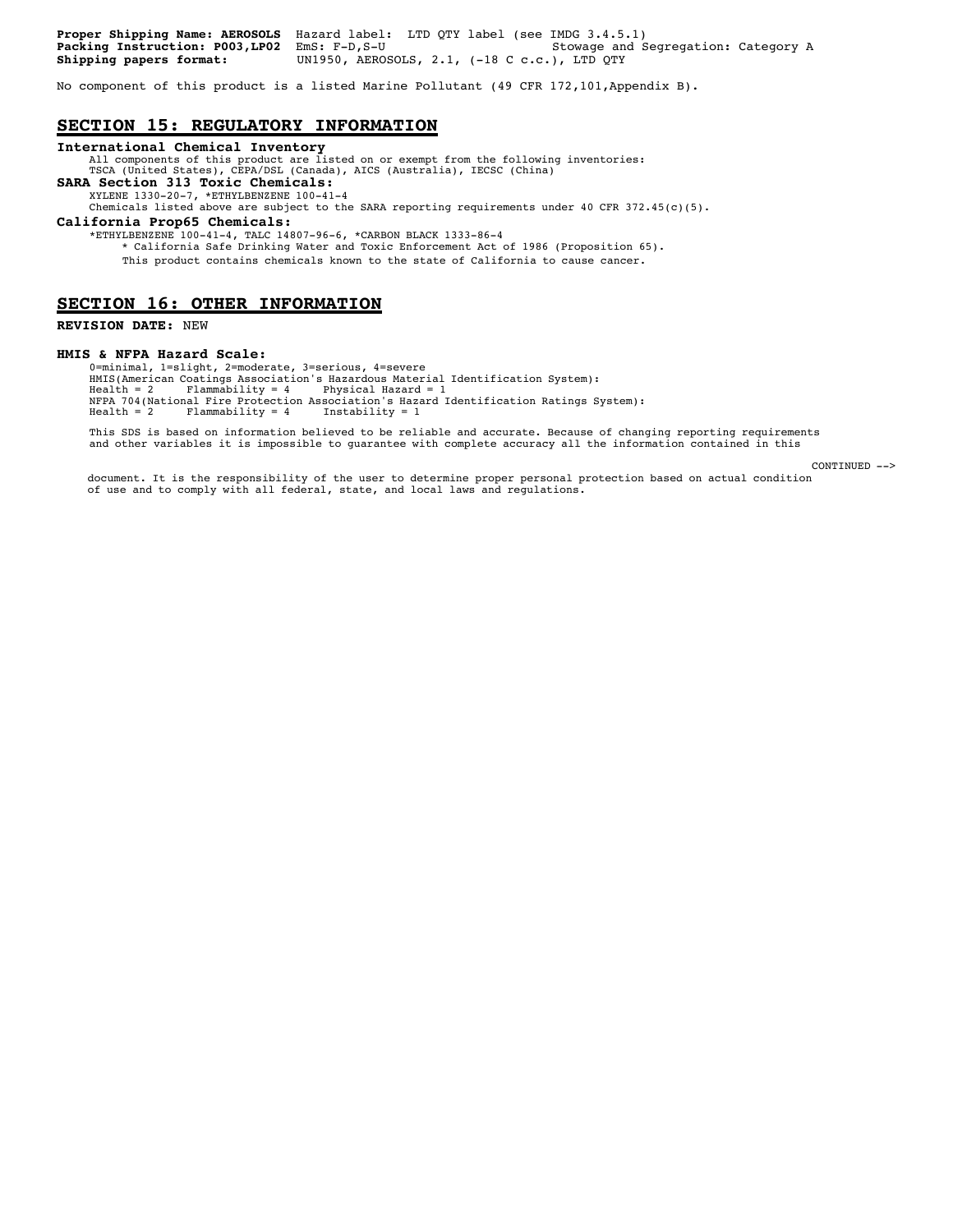**Proper Shipping Name: AEROSOLS** Hazard label: LTD QTY label (see IMDG 3.4.5.1)
**Packing Instruction: P003,LP02** EmS: F-D,S-U Stowage and Segregation: Category A
**Shipping papers format:** UN1950, AEROSOLS, 2.1, (-18 C c.c.), LTD QTY

No component of this product is a listed Marine Pollutant (49 CFR 172,101,Appendix B).

## SECTION 15: REGULATORY INFORMATION

**International Chemical Inventory**

All components of this product are listed on or exempt from the following inventories:
TSCA (United States), CEPA/DSL (Canada), AICS (Australia), IECSC (China)

**SARA Section 313 Toxic Chemicals:**

XYLENE 1330-20-7, *ETHYLBENZENE 100-41-4
Chemicals listed above are subject to the SARA reporting requirements under 40 CFR 372.45(c)(5).

**California Prop65 Chemicals:**

*ETHYLBENZENE 100-41-4, TALC 14807-96-6, *CARBON BLACK 1333-86-4
* California Safe Drinking Water and Toxic Enforcement Act of 1986 (Proposition 65).
This product contains chemicals known to the state of California to cause cancer.

## SECTION 16: OTHER INFORMATION

**REVISION DATE:** NEW

**HMIS & NFPA Hazard Scale:**

0=minimal, 1=slight, 2=moderate, 3=serious, 4=severe
HMIS(American Coatings Association's Hazardous Material Identification System):
Health = 2 Flammability = 4 Physical Hazard = 1
NFPA 704(National Fire Protection Association's Hazard Identification Ratings System):
Health = 2 Flammability = 4 Instability = 1

This SDS is based on information believed to be reliable and accurate. Because of changing reporting requirements and other variables it is impossible to guarantee with complete accuracy all the information contained in this document. It is the responsibility of the user to determine proper personal protection based on actual condition of use and to comply with all federal, state, and local laws and regulations.